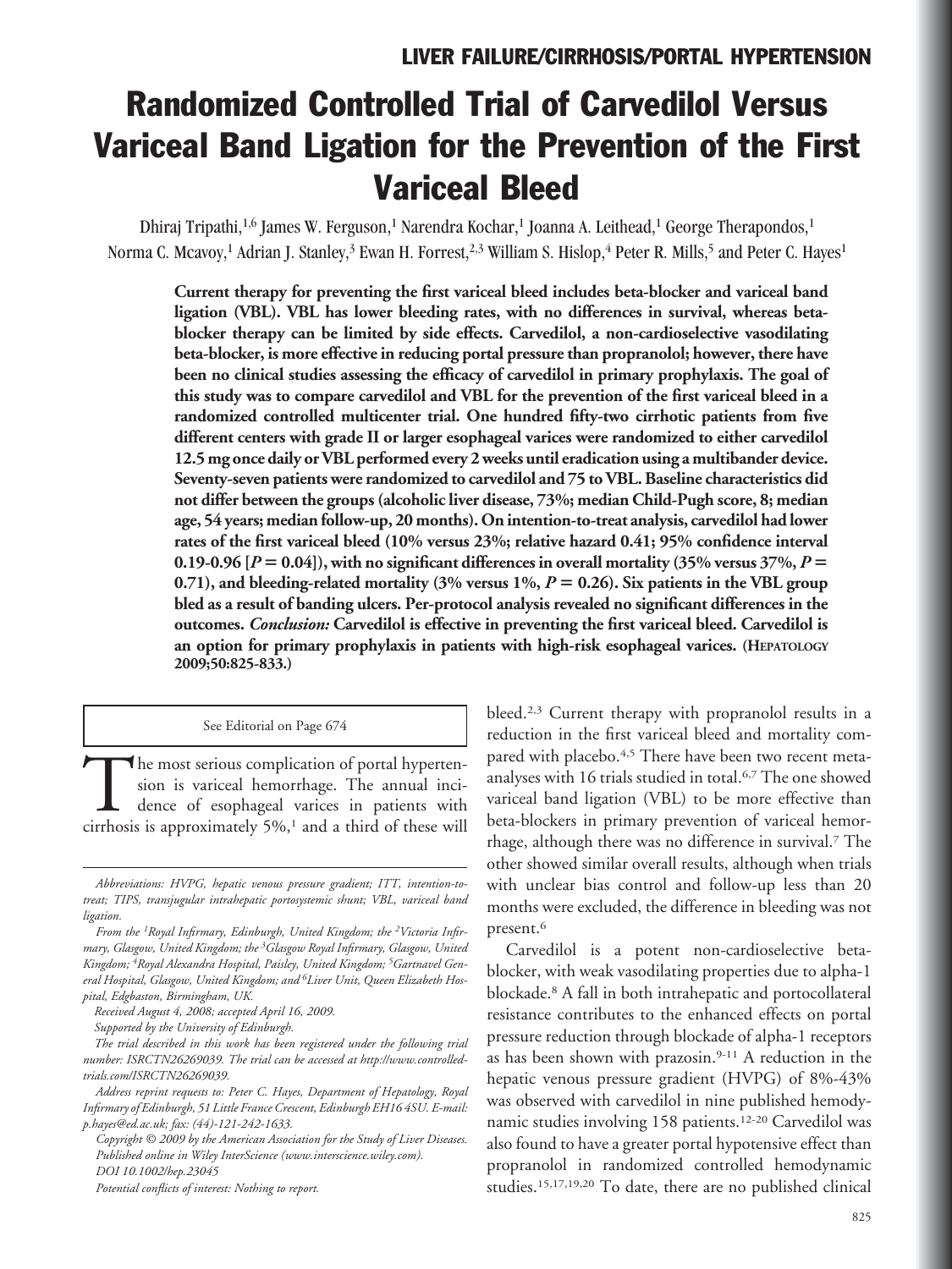# Randomized Controlled Trial of Carvedilol Versus Variceal Band Ligation for the Prevention of the First Variceal Bleed

Dhiraj Tripathi,[1,6] James W. Ferguson,[1] Narendra Kochar,[1] Joanna A. Leithead,[1] George Therapondos,[1] Norma C. Mcavoy,[1] Adrian J. Stanley,[3] Ewan H. Forrest,[2,3] William S. Hislop,[4] Peter R. Mills,[5] and Peter C. Hayes[1]

**Current therapy for preventing the first variceal bleed includes beta-blocker and variceal band ligation (VBL). VBL has lower bleeding rates, with no differences in survival, whereas beta-blocker therapy can be limited by side effects. Carvedilol, a non-cardioselective vasodilating beta-blocker, is more effective in reducing portal pressure than propranolol; however, there have been no clinical studies assessing the efficacy of carvedilol in primary prophylaxis. The goal of this study was to compare carvedilol and VBL for the prevention of the first variceal bleed in a randomized controlled multicenter trial. One hundred fifty-two cirrhotic patients from five different centers with grade II or larger esophageal varices were randomized to either carvedilol 12.5 mg once daily or VBL performed every 2 weeks until eradication using a multibander device. Seventy-seven patients were randomized to carvedilol and 75 to VBL. Baseline characteristics did not differ between the groups (alcoholic liver disease, 73%; median Child-Pugh score, 8; median age, 54 years; median follow-up, 20 months). On intention-to-treat analysis, carvedilol had lower rates of the first variceal bleed (10% versus 23%; relative hazard 0.41; 95% confidence interval 0.19-0.96 [*P* = 0.04]), with no significant differences in overall mortality (35% versus 37%, *P* = 0.71), and bleeding-related mortality (3% versus 1%, *P* = 0.26). Six patients in the VBL group bled as a result of banding ulcers. Per-protocol analysis revealed no significant differences in the outcomes. *Conclusion:* Carvedilol is effective in preventing the first variceal bleed. Carvedilol is an option for primary prophylaxis in patients with high-risk esophageal varices. (Hepatology 2009;50:825-833.)**

See Editorial on Page 674

The most serious complication of portal hypertension is variceal hemorrhage. The annual incidence of esophageal varices in patients with cirrhosis is approximately 5%,[1] and a third of these will bleed.[2,3] Current therapy with propranolol results in a reduction in the first variceal bleed and mortality compared with placebo.[4,5] There have been two recent meta-analyses with 16 trials studied in total.[6,7] The one showed variceal band ligation (VBL) to be more effective than beta-blockers in primary prevention of variceal hemorrhage, although there was no difference in survival.[7] The other showed similar overall results, although when trials with unclear bias control and follow-up less than 20 months were excluded, the difference in bleeding was not present.[6]

Carvedilol is a potent non-cardioselective beta-blocker, with weak vasodilating properties due to alpha-1 blockade.[8] A fall in both intrahepatic and portocollateral resistance contributes to the enhanced effects on portal pressure reduction through blockade of alpha-1 receptors as has been shown with prazosin.[9-11] A reduction in the hepatic venous pressure gradient (HVPG) of 8%-43% was observed with carvedilol in nine published hemodynamic studies involving 158 patients.[12-20] Carvedilol was also found to have a greater portal hypotensive effect than propranolol in randomized controlled hemodynamic studies.[15,17,19,20] To date, there are no published clinical

*Abbreviations: HVPG, hepatic venous pressure gradient; ITT, intention-to-treat; TIPS, transjugular intrahepatic portosystemic shunt; VBL, variceal band ligation.*

*From the [1]Royal Infirmary, Edinburgh, United Kingdom; the [2]Victoria Infirmary, Glasgow, United Kingdom; the [3]Glasgow Royal Infirmary, Glasgow, United Kingdom; [4]Royal Alexandra Hospital, Paisley, United Kingdom; [5]Gartnavel General Hospital, Glasgow, United Kingdom; and [6]Liver Unit, Queen Elizabeth Hospital, Edgbaston, Birmingham, UK.*

*Received August 4, 2008; accepted April 16, 2009.*

*Supported by the University of Edinburgh.*

*The trial described in this work has been registered under the following trial number: ISRCTN26269039. The trial can be accessed at http://www.controlled-trials.com/ISRCTN26269039.*

*Address reprint requests to: Peter C. Hayes, Department of Hepatology, Royal Infirmary of Edinburgh, 51 Little France Crescent, Edinburgh EH16 4SU. E-mail: p.hayes@ed.ac.uk; fax: (44)-121-242-1633.*

*Copyright © 2009 by the American Association for the Study of Liver Diseases. Published online in Wiley InterScience (www.interscience.wiley.com).*

*DOI 10.1002/hep.23045*

*Potential conflicts of interest: Nothing to report.*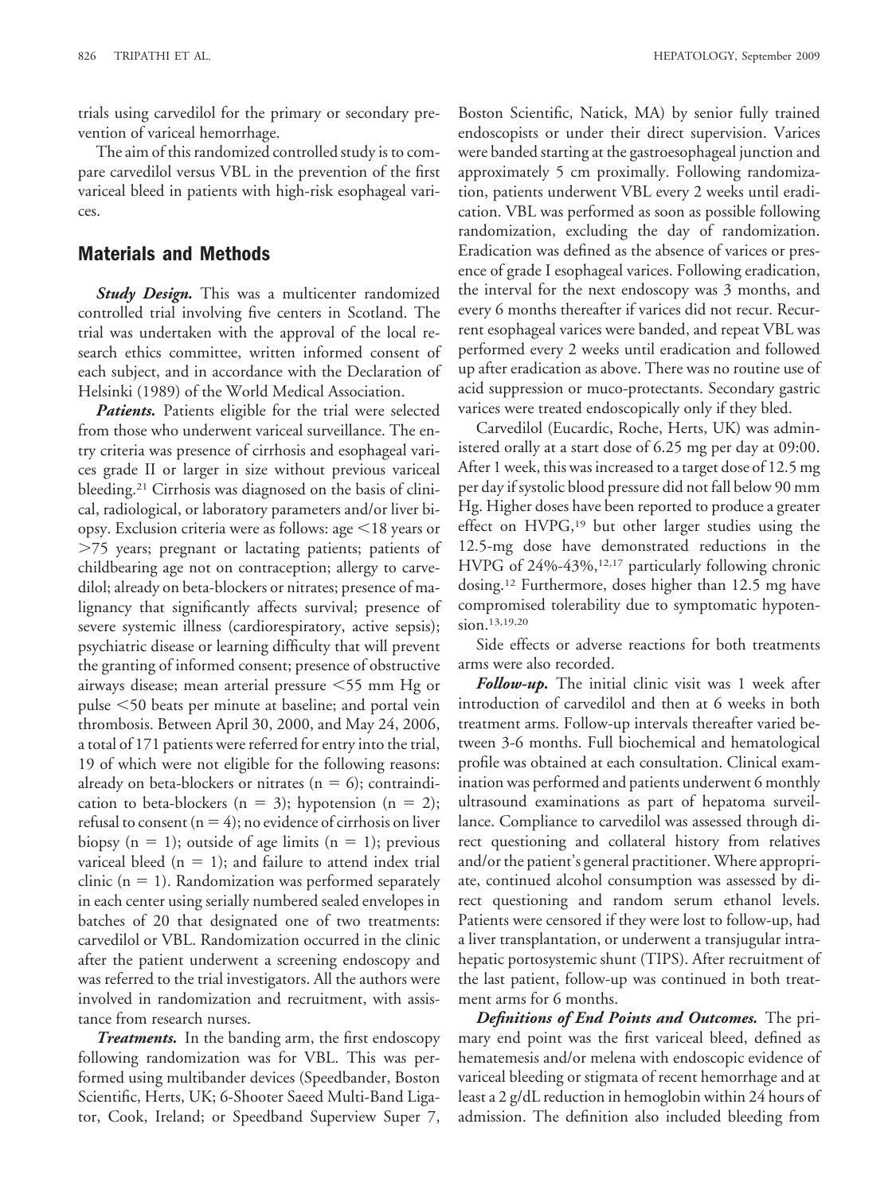trials using carvedilol for the primary or secondary prevention of variceal hemorrhage.

The aim of this randomized controlled study is to compare carvedilol versus VBL in the prevention of the first variceal bleed in patients with high-risk esophageal varices.

## Materials and Methods

***Study Design.*** This was a multicenter randomized controlled trial involving five centers in Scotland. The trial was undertaken with the approval of the local research ethics committee, written informed consent of each subject, and in accordance with the Declaration of Helsinki (1989) of the World Medical Association.

***Patients.*** Patients eligible for the trial were selected from those who underwent variceal surveillance. The entry criteria was presence of cirrhosis and esophageal varices grade II or larger in size without previous variceal bleeding.[21] Cirrhosis was diagnosed on the basis of clinical, radiological, or laboratory parameters and/or liver biopsy. Exclusion criteria were as follows: age <18 years or >75 years; pregnant or lactating patients; patients of childbearing age not on contraception; allergy to carvedilol; already on beta-blockers or nitrates; presence of malignancy that significantly affects survival; presence of severe systemic illness (cardiorespiratory, active sepsis); psychiatric disease or learning difficulty that will prevent the granting of informed consent; presence of obstructive airways disease; mean arterial pressure <55 mm Hg or pulse <50 beats per minute at baseline; and portal vein thrombosis. Between April 30, 2000, and May 24, 2006, a total of 171 patients were referred for entry into the trial, 19 of which were not eligible for the following reasons: already on beta-blockers or nitrates (n = 6); contraindication to beta-blockers (n = 3); hypotension (n = 2); refusal to consent (n = 4); no evidence of cirrhosis on liver biopsy (n = 1); outside of age limits (n = 1); previous variceal bleed (n = 1); and failure to attend index trial clinic (n = 1). Randomization was performed separately in each center using serially numbered sealed envelopes in batches of 20 that designated one of two treatments: carvedilol or VBL. Randomization occurred in the clinic after the patient underwent a screening endoscopy and was referred to the trial investigators. All the authors were involved in randomization and recruitment, with assistance from research nurses.

***Treatments.*** In the banding arm, the first endoscopy following randomization was for VBL. This was performed using multibander devices (Speedbander, Boston Scientific, Herts, UK; 6-Shooter Saeed Multi-Band Ligator, Cook, Ireland; or Speedband Superview Super 7, Boston Scientific, Natick, MA) by senior fully trained endoscopists or under their direct supervision. Varices were banded starting at the gastroesophageal junction and approximately 5 cm proximally. Following randomization, patients underwent VBL every 2 weeks until eradication. VBL was performed as soon as possible following randomization, excluding the day of randomization. Eradication was defined as the absence of varices or presence of grade I esophageal varices. Following eradication, the interval for the next endoscopy was 3 months, and every 6 months thereafter if varices did not recur. Recurrent esophageal varices were banded, and repeat VBL was performed every 2 weeks until eradication and followed up after eradication as above. There was no routine use of acid suppression or muco-protectants. Secondary gastric varices were treated endoscopically only if they bled.

Carvedilol (Eucardic, Roche, Herts, UK) was administered orally at a start dose of 6.25 mg per day at 09:00. After 1 week, this was increased to a target dose of 12.5 mg per day if systolic blood pressure did not fall below 90 mm Hg. Higher doses have been reported to produce a greater effect on HVPG,[19] but other larger studies using the 12.5-mg dose have demonstrated reductions in the HVPG of 24%-43%,[12,17] particularly following chronic dosing.[12] Furthermore, doses higher than 12.5 mg have compromised tolerability due to symptomatic hypotension.[13,19,20]

Side effects or adverse reactions for both treatments arms were also recorded.

***Follow-up.*** The initial clinic visit was 1 week after introduction of carvedilol and then at 6 weeks in both treatment arms. Follow-up intervals thereafter varied between 3-6 months. Full biochemical and hematological profile was obtained at each consultation. Clinical examination was performed and patients underwent 6 monthly ultrasound examinations as part of hepatoma surveillance. Compliance to carvedilol was assessed through direct questioning and collateral history from relatives and/or the patient's general practitioner. Where appropriate, continued alcohol consumption was assessed by direct questioning and random serum ethanol levels. Patients were censored if they were lost to follow-up, had a liver transplantation, or underwent a transjugular intrahepatic portosystemic shunt (TIPS). After recruitment of the last patient, follow-up was continued in both treatment arms for 6 months.

***Definitions of End Points and Outcomes.*** The primary end point was the first variceal bleed, defined as hematemesis and/or melena with endoscopic evidence of variceal bleeding or stigmata of recent hemorrhage and at least a 2 g/dL reduction in hemoglobin within 24 hours of admission. The definition also included bleeding from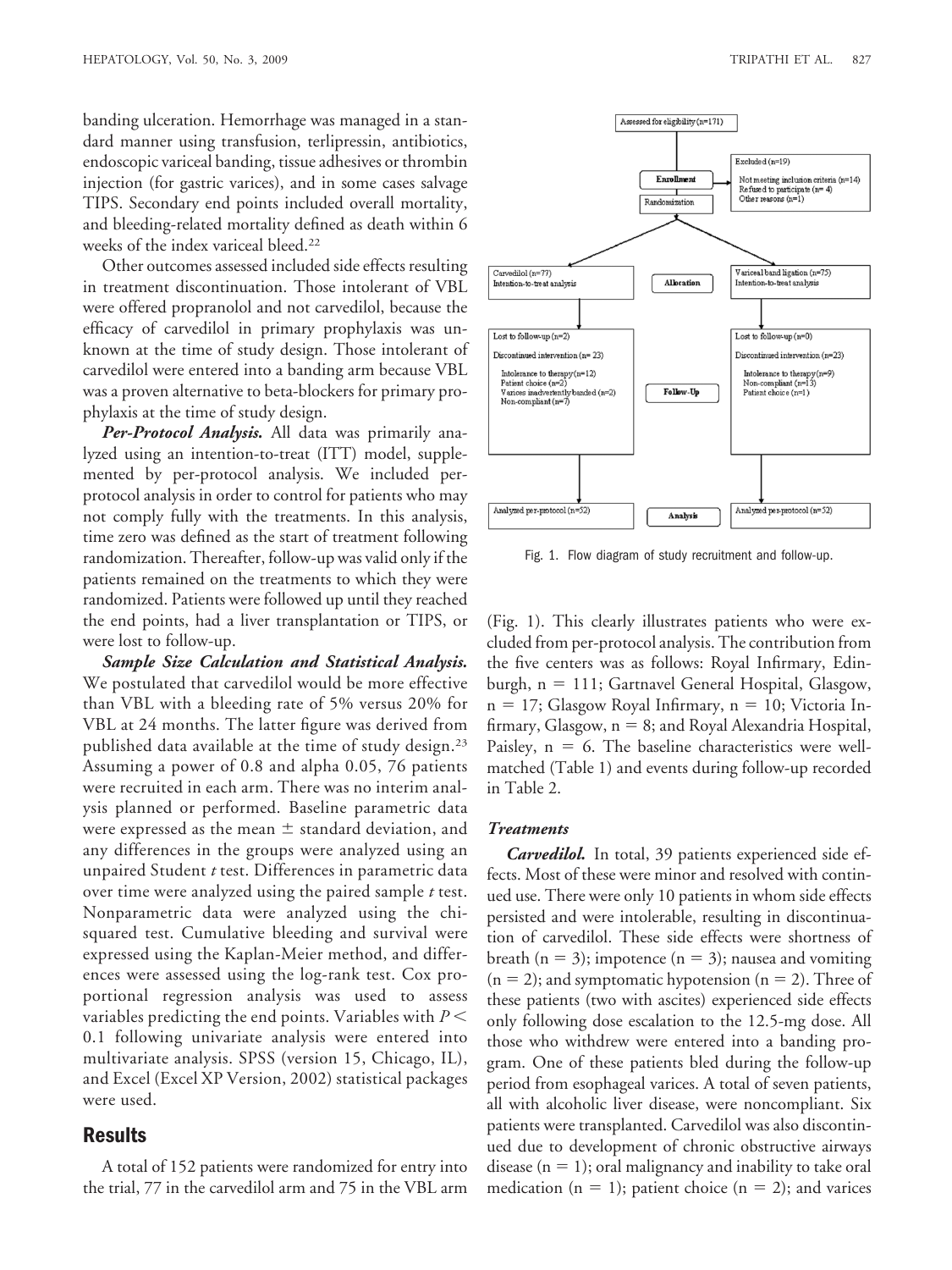banding ulceration. Hemorrhage was managed in a standard manner using transfusion, terlipressin, antibiotics, endoscopic variceal banding, tissue adhesives or thrombin injection (for gastric varices), and in some cases salvage TIPS. Secondary end points included overall mortality, and bleeding-related mortality defined as death within 6 weeks of the index variceal bleed.[22]

Other outcomes assessed included side effects resulting in treatment discontinuation. Those intolerant of VBL were offered propranolol and not carvedilol, because the efficacy of carvedilol in primary prophylaxis was unknown at the time of study design. Those intolerant of carvedilol were entered into a banding arm because VBL was a proven alternative to beta-blockers for primary prophylaxis at the time of study design.

***Per-Protocol Analysis.*** All data was primarily analyzed using an intention-to-treat (ITT) model, supplemented by per-protocol analysis. We included per-protocol analysis in order to control for patients who may not comply fully with the treatments. In this analysis, time zero was defined as the start of treatment following randomization. Thereafter, follow-up was valid only if the patients remained on the treatments to which they were randomized. Patients were followed up until they reached the end points, had a liver transplantation or TIPS, or were lost to follow-up.

***Sample Size Calculation and Statistical Analysis.*** We postulated that carvedilol would be more effective than VBL with a bleeding rate of 5% versus 20% for VBL at 24 months. The latter figure was derived from published data available at the time of study design.[23] Assuming a power of 0.8 and alpha 0.05, 76 patients were recruited in each arm. There was no interim analysis planned or performed. Baseline parametric data were expressed as the mean ± standard deviation, and any differences in the groups were analyzed using an unpaired Student *t* test. Differences in parametric data over time were analyzed using the paired sample *t* test. Nonparametric data were analyzed using the chi-squared test. Cumulative bleeding and survival were expressed using the Kaplan-Meier method, and differences were assessed using the log-rank test. Cox proportional regression analysis was used to assess variables predicting the end points. Variables with $P < 0.1$ following univariate analysis were entered into multivariate analysis. SPSS (version 15, Chicago, IL), and Excel (Excel XP Version, 2002) statistical packages were used.

## Results

A total of 152 patients were randomized for entry into the trial, 77 in the carvedilol arm and 75 in the VBL arm (Fig. 1). This clearly illustrates patients who were excluded from per-protocol analysis. The contribution from the five centers was as follows: Royal Infirmary, Edinburgh, n = 111; Gartnavel General Hospital, Glasgow, n = 17; Glasgow Royal Infirmary, n = 10; Victoria Infirmary, Glasgow, n = 8; and Royal Alexandria Hospital, Paisley, n = 6. The baseline characteristics were well-matched (Table 1) and events during follow-up recorded in Table 2.

Fig. 1. Flow diagram of study recruitment and follow-up.

### *Treatments*

***Carvedilol.*** In total, 39 patients experienced side effects. Most of these were minor and resolved with continued use. There were only 10 patients in whom side effects persisted and were intolerable, resulting in discontinuation of carvedilol. These side effects were shortness of breath (n = 3); impotence (n = 3); nausea and vomiting (n = 2); and symptomatic hypotension (n = 2). Three of these patients (two with ascites) experienced side effects only following dose escalation to the 12.5-mg dose. All those who withdrew were entered into a banding program. One of these patients bled during the follow-up period from esophageal varices. A total of seven patients, all with alcoholic liver disease, were noncompliant. Six patients were transplanted. Carvedilol was also discontinued due to development of chronic obstructive airways disease (n = 1); oral malignancy and inability to take oral medication (n = 1); patient choice (n = 2); and varices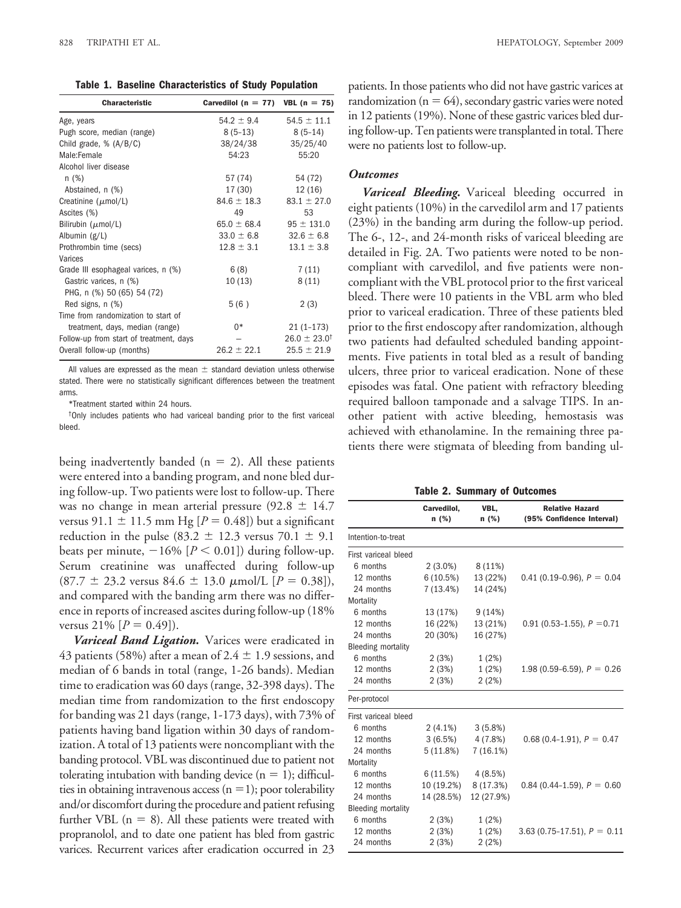**Table 1. Baseline Characteristics of Study Population**

| Characteristic | Carvedilol (n = 77) | VBL (n = 75) |
|---|---|---|
| Age, years | 54.2 ± 9.4 | 54.5 ± 11.1 |
| Pugh score, median (range) | 8 (5–13) | 8 (5–14) |
| Child grade, % (A/B/C) | 38/24/38 | 35/25/40 |
| Male:Female | 54:23 | 55:20 |
| Alcohol liver disease | | |
| n (%) | 57 (74) | 54 (72) |
| Abstained, n (%) | 17 (30) | 12 (16) |
| Creatinine ($\mu$mol/L) | 84.6 ± 18.3 | 83.1 ± 27.0 |
| Ascites (%) | 49 | 53 |
| Bilirubin ($\mu$mol/L) | 65.0 ± 68.4 | 95 ± 131.0 |
| Albumin (g/L) | 33.0 ± 6.8 | 32.6 ± 6.8 |
| Prothrombin time (secs) | 12.8 ± 3.1 | 13.1 ± 3.8 |
| Varices | | |
| Grade III esophageal varices, n (%) | 6 (8) | 7 (11) |
| Gastric varices, n (%) | 10 (13) | 8 (11) |
| PHG, n (%) 50 (65) 54 (72) | | |
| Red signs, n (%) | 5 (6 ) | 2 (3) |
| Time from randomization to start of treatment, days, median (range) | 0* | 21 (1–173) |
| Follow-up from start of treatment, days | – | 26.0 ± 23.0[†] |
| Overall follow-up (months) | 26.2 ± 22.1 | 25.5 ± 21.9 |

All values are expressed as the mean ± standard deviation unless otherwise stated. There were no statistically significant differences between the treatment arms.

*Treatment started within 24 hours.

[†]Only includes patients who had variceal banding prior to the first variceal bleed.

being inadvertently banded (n = 2). All these patients were entered into a banding program, and none bled during follow-up. Two patients were lost to follow-up. There was no change in mean arterial pressure (92.8 ± 14.7 versus 91.1 ± 11.5 mm Hg [$P = 0.48$]) but a significant reduction in the pulse (83.2 ± 12.3 versus 70.1 ± 9.1 beats per minute, −16% [$P < 0.01$]) during follow-up. Serum creatinine was unaffected during follow-up (87.7 ± 23.2 versus 84.6 ± 13.0 $\mu$mol/L [$P = 0.38$]), and compared with the banding arm there was no difference in reports of increased ascites during follow-up (18% versus 21% [$P = 0.49$]).

***Variceal Band Ligation.*** Varices were eradicated in 43 patients (58%) after a mean of 2.4 ± 1.9 sessions, and median of 6 bands in total (range, 1-26 bands). Median time to eradication was 60 days (range, 32-398 days). The median time from randomization to the first endoscopy for banding was 21 days (range, 1-173 days), with 73% of patients having band ligation within 30 days of randomization. A total of 13 patients were noncompliant with the banding protocol. VBL was discontinued due to patient not tolerating intubation with banding device (n = 1); difficulties in obtaining intravenous access (n = 1); poor tolerability and/or discomfort during the procedure and patient refusing further VBL (n = 8). All these patients were treated with propranolol, and to date one patient has bled from gastric varices. Recurrent varices after eradication occurred in 23 patients. In those patients who did not have gastric varices at randomization (n = 64), secondary gastric varies were noted in 12 patients (19%). None of these gastric varices bled during follow-up. Ten patients were transplanted in total. There were no patients lost to follow-up.

### *Outcomes*

***Variceal Bleeding.*** Variceal bleeding occurred in eight patients (10%) in the carvedilol arm and 17 patients (23%) in the banding arm during the follow-up period. The 6-, 12-, and 24-month risks of variceal bleeding are detailed in Fig. 2A. Two patients were noted to be noncompliant with carvedilol, and five patients were noncompliant with the VBL protocol prior to the first variceal bleed. There were 10 patients in the VBL arm who bled prior to variceal eradication. Three of these patients bled prior to the first endoscopy after randomization, although two patients had defaulted scheduled banding appointments. Five patients in total bled as a result of banding ulcers, three prior to variceal eradication. None of these episodes was fatal. One patient with refractory bleeding required balloon tamponade and a salvage TIPS. In another patient with active bleeding, hemostasis was achieved with ethanolamine. In the remaining three patients there were stigmata of bleeding from banding ul-

**Table 2. Summary of Outcomes**

| | Carvedilol, n (%) | VBL, n (%) | Relative Hazard (95% Confidence Interval) |
|---|---|---|---|
| Intention-to-treat | | | |
| First variceal bleed | | | |
| 6 months | 2 (3.0%) | 8 (11%) | |
| 12 months | 6 (10.5%) | 13 (22%) | 0.41 (0.19–0.96), $P = 0.04$ |
| 24 months | 7 (13.4%) | 14 (24%) | |
| Mortality | | | |
| 6 months | 13 (17%) | 9 (14%) | |
| 12 months | 16 (22%) | 13 (21%) | 0.91 (0.53–1.55), $P = 0.71$ |
| 24 months | 20 (30%) | 16 (27%) | |
| Bleeding mortality | | | |
| 6 months | 2 (3%) | 1 (2%) | |
| 12 months | 2 (3%) | 1 (2%) | 1.98 (0.59–6.59), $P = 0.26$ |
| 24 months | 2 (3%) | 2 (2%) | |
| Per-protocol | | | |
| First variceal bleed | | | |
| 6 months | 2 (4.1%) | 3 (5.8%) | |
| 12 months | 3 (6.5%) | 4 (7.8%) | 0.68 (0.4–1.91), $P = 0.47$ |
| 24 months | 5 (11.8%) | 7 (16.1%) | |
| Mortality | | | |
| 6 months | 6 (11.5%) | 4 (8.5%) | |
| 12 months | 10 (19.2%) | 8 (17.3%) | 0.84 (0.44–1.59), $P = 0.60$ |
| 24 months | 14 (28.5%) | 12 (27.9%) | |
| Bleeding mortality | | | |
| 6 months | 2 (3%) | 1 (2%) | |
| 12 months | 2 (3%) | 1 (2%) | 3.63 (0.75–17.51), $P = 0.11$ |
| 24 months | 2 (3%) | 2 (2%) | |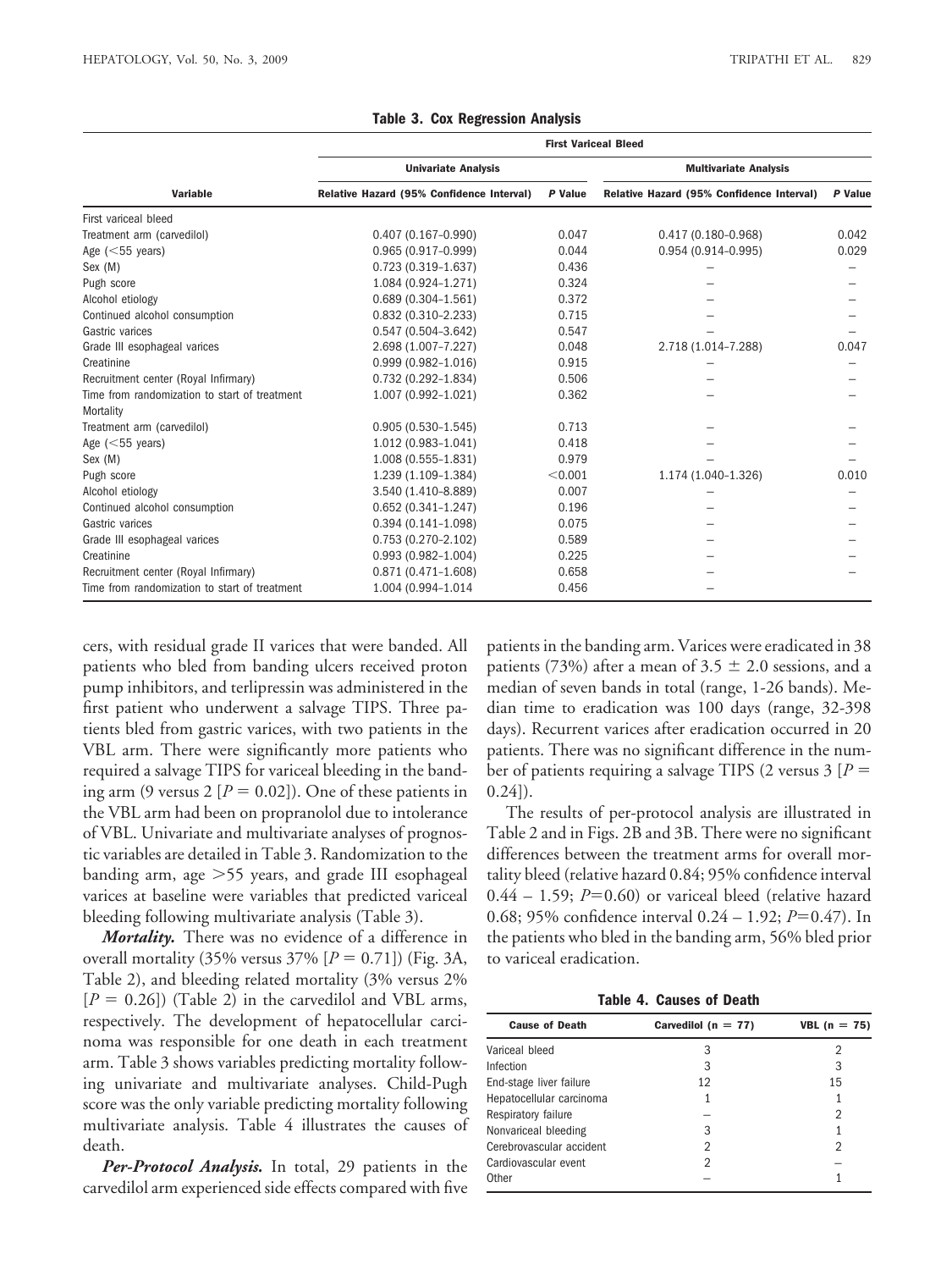**Table 3. Cox Regression Analysis**

| Variable | First Variceal Bleed | | | |
|---|---|---|---|---|
| | Univariate Analysis | | Multivariate Analysis | |
| | Relative Hazard (95% Confidence Interval) | *P* Value | Relative Hazard (95% Confidence Interval) | *P* Value |
| First variceal bleed | | | | |
| Treatment arm (carvedilol) | 0.407 (0.167–0.990) | 0.047 | 0.417 (0.180–0.968) | 0.042 |
| Age (<55 years) | 0.965 (0.917–0.999) | 0.044 | 0.954 (0.914–0.995) | 0.029 |
| Sex (M) | 0.723 (0.319–1.637) | 0.436 | – | – |
| Pugh score | 1.084 (0.924–1.271) | 0.324 | – | – |
| Alcohol etiology | 0.689 (0.304–1.561) | 0.372 | – | – |
| Continued alcohol consumption | 0.832 (0.310–2.233) | 0.715 | – | – |
| Gastric varices | 0.547 (0.504–3.642) | 0.547 | – | – |
| Grade III esophageal varices | 2.698 (1.007–7.227) | 0.048 | 2.718 (1.014–7.288) | 0.047 |
| Creatinine | 0.999 (0.982–1.016) | 0.915 | – | – |
| Recruitment center (Royal Infirmary) | 0.732 (0.292–1.834) | 0.506 | – | – |
| Time from randomization to start of treatment | 1.007 (0.992–1.021) | 0.362 | – | – |
| Mortality | | | | |
| Treatment arm (carvedilol) | 0.905 (0.530–1.545) | 0.713 | – | – |
| Age (<55 years) | 1.012 (0.983–1.041) | 0.418 | – | – |
| Sex (M) | 1.008 (0.555–1.831) | 0.979 | – | – |
| Pugh score | 1.239 (1.109–1.384) | <0.001 | 1.174 (1.040–1.326) | 0.010 |
| Alcohol etiology | 3.540 (1.410–8.889) | 0.007 | – | – |
| Continued alcohol consumption | 0.652 (0.341–1.247) | 0.196 | – | – |
| Gastric varices | 0.394 (0.141–1.098) | 0.075 | – | – |
| Grade III esophageal varices | 0.753 (0.270–2.102) | 0.589 | – | – |
| Creatinine | 0.993 (0.982–1.004) | 0.225 | – | – |
| Recruitment center (Royal Infirmary) | 0.871 (0.471–1.608) | 0.658 | – | – |
| Time from randomization to start of treatment | 1.004 (0.994–1.014 | 0.456 | – | |

cers, with residual grade II varices that were banded. All patients who bled from banding ulcers received proton pump inhibitors, and terlipressin was administered in the first patient who underwent a salvage TIPS. Three patients bled from gastric varices, with two patients in the VBL arm. There were significantly more patients who required a salvage TIPS for variceal bleeding in the banding arm (9 versus 2 [$P = 0.02$]). One of these patients in the VBL arm had been on propranolol due to intolerance of VBL. Univariate and multivariate analyses of prognostic variables are detailed in Table 3. Randomization to the banding arm, age >55 years, and grade III esophageal varices at baseline were variables that predicted variceal bleeding following multivariate analysis (Table 3).

***Mortality.*** There was no evidence of a difference in overall mortality (35% versus 37% [$P = 0.71$]) (Fig. 3A, Table 2), and bleeding related mortality (3% versus 2% [$P = 0.26$]) (Table 2) in the carvedilol and VBL arms, respectively. The development of hepatocellular carcinoma was responsible for one death in each treatment arm. Table 3 shows variables predicting mortality following univariate and multivariate analyses. Child-Pugh score was the only variable predicting mortality following multivariate analysis. Table 4 illustrates the causes of death.

***Per-Protocol Analysis.*** In total, 29 patients in the carvedilol arm experienced side effects compared with five patients in the banding arm. Varices were eradicated in 38 patients (73%) after a mean of 3.5 ± 2.0 sessions, and a median of seven bands in total (range, 1-26 bands). Median time to eradication was 100 days (range, 32-398 days). Recurrent varices after eradication occurred in 20 patients. There was no significant difference in the number of patients requiring a salvage TIPS (2 versus 3 [$P = 0.24$]).

The results of per-protocol analysis are illustrated in Table 2 and in Figs. 2B and 3B. There were no significant differences between the treatment arms for overall mortality bleed (relative hazard 0.84; 95% confidence interval 0.44 – 1.59; $P$=0.60) or variceal bleed (relative hazard 0.68; 95% confidence interval 0.24 – 1.92; $P$=0.47). In the patients who bled in the banding arm, 56% bled prior to variceal eradication.

**Table 4. Causes of Death**

| Cause of Death | Carvedilol (n = 77) | VBL (n = 75) |
|---|---|---|
| Variceal bleed | 3 | 2 |
| Infection | 3 | 3 |
| End-stage liver failure | 12 | 15 |
| Hepatocellular carcinoma | 1 | 1 |
| Respiratory failure | – | 2 |
| Nonvariceal bleeding | 3 | 1 |
| Cerebrovascular accident | 2 | 2 |
| Cardiovascular event | 2 | – |
| Other | – | 1 |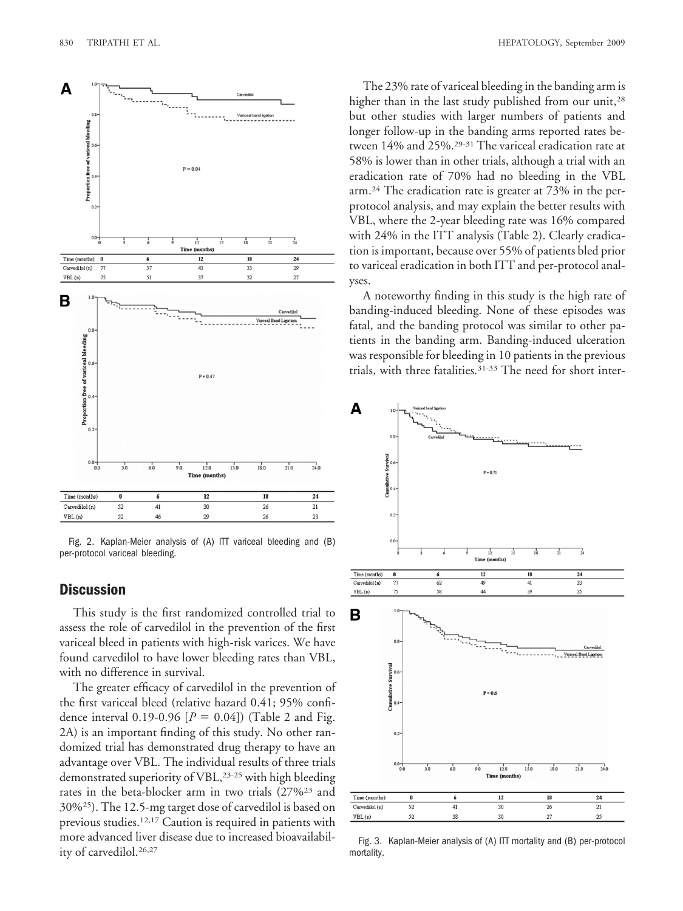| Time (months) | 0 | 6 | 12 | 18 | 24 |
|---|---|---|---|---|---|
| Carvedilol (n) | 77 | 57 | 43 | 35 | 29 |
| VBL (n) | 75 | 51 | 37 | 32 | 27 |

| Time (months) | 0 | 6 | 12 | 18 | 24 |
|---|---|---|---|---|---|
| Carvedilol (n) | 52 | 41 | 30 | 26 | 21 |
| VBL (n) | 52 | 46 | 29 | 26 | 23 |

Fig. 2. Kaplan-Meier analysis of (A) ITT variceal bleeding and (B) per-protocol variceal bleeding.

## Discussion

This study is the first randomized controlled trial to assess the role of carvedilol in the prevention of the first variceal bleed in patients with high-risk varices. We have found carvedilol to have lower bleeding rates than VBL, with no difference in survival.

The greater efficacy of carvedilol in the prevention of the first variceal bleed (relative hazard 0.41; 95% confidence interval 0.19-0.96 [$P = 0.04$]) (Table 2 and Fig. 2A) is an important finding of this study. No other randomized trial has demonstrated drug therapy to have an advantage over VBL. The individual results of three trials demonstrated superiority of VBL,[23-25] with high bleeding rates in the beta-blocker arm in two trials (27%[23] and 30%[25]). The 12.5-mg target dose of carvedilol is based on previous studies.[12,17] Caution is required in patients with more advanced liver disease due to increased bioavailability of carvedilol.[26,27]

The 23% rate of variceal bleeding in the banding arm is higher than in the last study published from our unit,[28] but other studies with larger numbers of patients and longer follow-up in the banding arms reported rates between 14% and 25%.[29-31] The variceal eradication rate at 58% is lower than in other trials, although a trial with an eradication rate of 70% had no bleeding in the VBL arm.[24] The eradication rate is greater at 73% in the per-protocol analysis, and may explain the better results with VBL, where the 2-year bleeding rate was 16% compared with 24% in the ITT analysis (Table 2). Clearly eradication is important, because over 55% of patients bled prior to variceal eradication in both ITT and per-protocol analyses.

A noteworthy finding in this study is the high rate of banding-induced bleeding. None of these episodes was fatal, and the banding protocol was similar to other patients in the banding arm. Banding-induced ulceration was responsible for bleeding in 10 patients in the previous trials, with three fatalities.[31-33] The need for short inter-

| Time (months) | 0 | 6 | 12 | 18 | 24 |
|---|---|---|---|---|---|
| Carvedilol (n) | 77 | 62 | 49 | 41 | 33 |
| VBL (n) | 75 | 58 | 44 | 39 | 35 |

| Time (months) | 0 | 6 | 12 | 18 | 24 |
|---|---|---|---|---|---|
| Carvedilol (n) | 52 | 41 | 30 | 26 | 21 |
| VBL (n) | 52 | 38 | 30 | 27 | 25 |

Fig. 3. Kaplan-Meier analysis of (A) ITT mortality and (B) per-protocol mortality.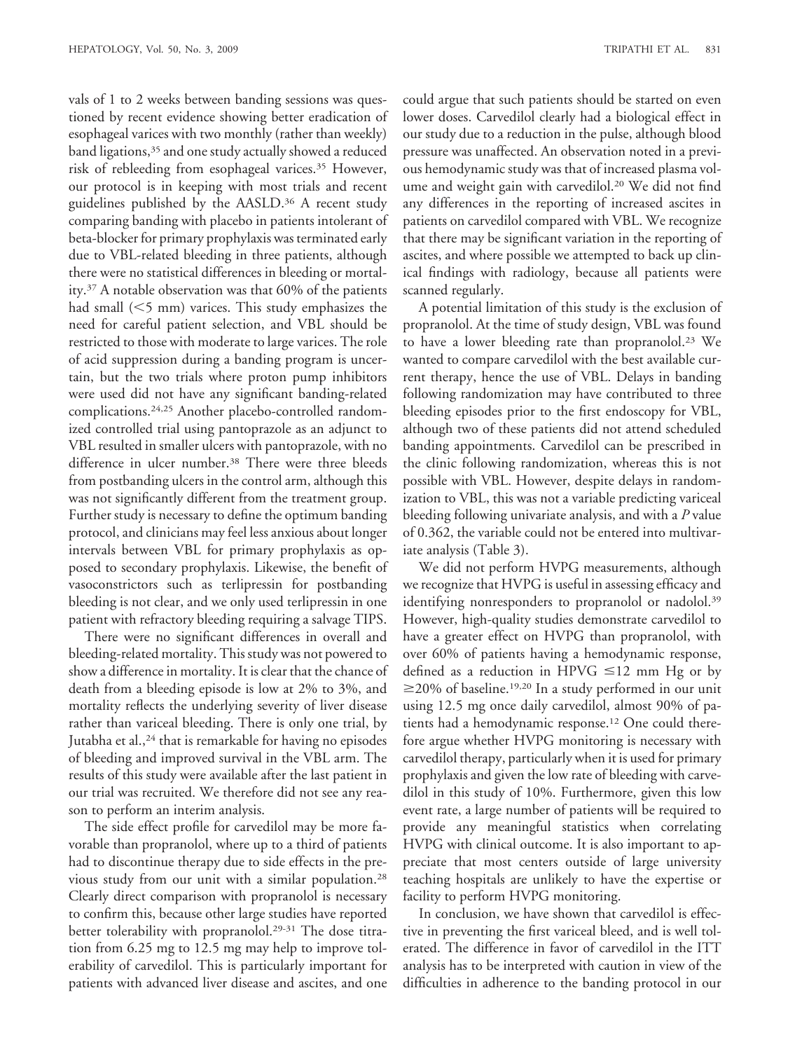vals of 1 to 2 weeks between banding sessions was questioned by recent evidence showing better eradication of esophageal varices with two monthly (rather than weekly) band ligations,[35] and one study actually showed a reduced risk of rebleeding from esophageal varices.[35] However, our protocol is in keeping with most trials and recent guidelines published by the AASLD.[36] A recent study comparing banding with placebo in patients intolerant of beta-blocker for primary prophylaxis was terminated early due to VBL-related bleeding in three patients, although there were no statistical differences in bleeding or mortality.[37] A notable observation was that 60% of the patients had small (<5 mm) varices. This study emphasizes the need for careful patient selection, and VBL should be restricted to those with moderate to large varices. The role of acid suppression during a banding program is uncertain, but the two trials where proton pump inhibitors were used did not have any significant banding-related complications.[24,25] Another placebo-controlled randomized controlled trial using pantoprazole as an adjunct to VBL resulted in smaller ulcers with pantoprazole, with no difference in ulcer number.[38] There were three bleeds from postbanding ulcers in the control arm, although this was not significantly different from the treatment group. Further study is necessary to define the optimum banding protocol, and clinicians may feel less anxious about longer intervals between VBL for primary prophylaxis as opposed to secondary prophylaxis. Likewise, the benefit of vasoconstrictors such as terlipressin for postbanding bleeding is not clear, and we only used terlipressin in one patient with refractory bleeding requiring a salvage TIPS.

There were no significant differences in overall and bleeding-related mortality. This study was not powered to show a difference in mortality. It is clear that the chance of death from a bleeding episode is low at 2% to 3%, and mortality reflects the underlying severity of liver disease rather than variceal bleeding. There is only one trial, by Jutabha et al.,[24] that is remarkable for having no episodes of bleeding and improved survival in the VBL arm. The results of this study were available after the last patient in our trial was recruited. We therefore did not see any reason to perform an interim analysis.

The side effect profile for carvedilol may be more favorable than propranolol, where up to a third of patients had to discontinue therapy due to side effects in the previous study from our unit with a similar population.[28] Clearly direct comparison with propranolol is necessary to confirm this, because other large studies have reported better tolerability with propranolol.[29-31] The dose titration from 6.25 mg to 12.5 mg may help to improve tolerability of carvedilol. This is particularly important for patients with advanced liver disease and ascites, and one could argue that such patients should be started on even lower doses. Carvedilol clearly had a biological effect in our study due to a reduction in the pulse, although blood pressure was unaffected. An observation noted in a previous hemodynamic study was that of increased plasma volume and weight gain with carvedilol.[20] We did not find any differences in the reporting of increased ascites in patients on carvedilol compared with VBL. We recognize that there may be significant variation in the reporting of ascites, and where possible we attempted to back up clinical findings with radiology, because all patients were scanned regularly.

A potential limitation of this study is the exclusion of propranolol. At the time of study design, VBL was found to have a lower bleeding rate than propranolol.[23] We wanted to compare carvedilol with the best available current therapy, hence the use of VBL. Delays in banding following randomization may have contributed to three bleeding episodes prior to the first endoscopy for VBL, although two of these patients did not attend scheduled banding appointments. Carvedilol can be prescribed in the clinic following randomization, whereas this is not possible with VBL. However, despite delays in randomization to VBL, this was not a variable predicting variceal bleeding following univariate analysis, and with a *P* value of 0.362, the variable could not be entered into multivariate analysis (Table 3).

We did not perform HVPG measurements, although we recognize that HVPG is useful in assessing efficacy and identifying nonresponders to propranolol or nadolol.[39] However, high-quality studies demonstrate carvedilol to have a greater effect on HVPG than propranolol, with over 60% of patients having a hemodynamic response, defined as a reduction in HPVG $\leq$12 mm Hg or by $\geq$20% of baseline.[19,20] In a study performed in our unit using 12.5 mg once daily carvedilol, almost 90% of patients had a hemodynamic response.[12] One could therefore argue whether HVPG monitoring is necessary with carvedilol therapy, particularly when it is used for primary prophylaxis and given the low rate of bleeding with carvedilol in this study of 10%. Furthermore, given this low event rate, a large number of patients will be required to provide any meaningful statistics when correlating HVPG with clinical outcome. It is also important to appreciate that most centers outside of large university teaching hospitals are unlikely to have the expertise or facility to perform HVPG monitoring.

In conclusion, we have shown that carvedilol is effective in preventing the first variceal bleed, and is well tolerated. The difference in favor of carvedilol in the ITT analysis has to be interpreted with caution in view of the difficulties in adherence to the banding protocol in our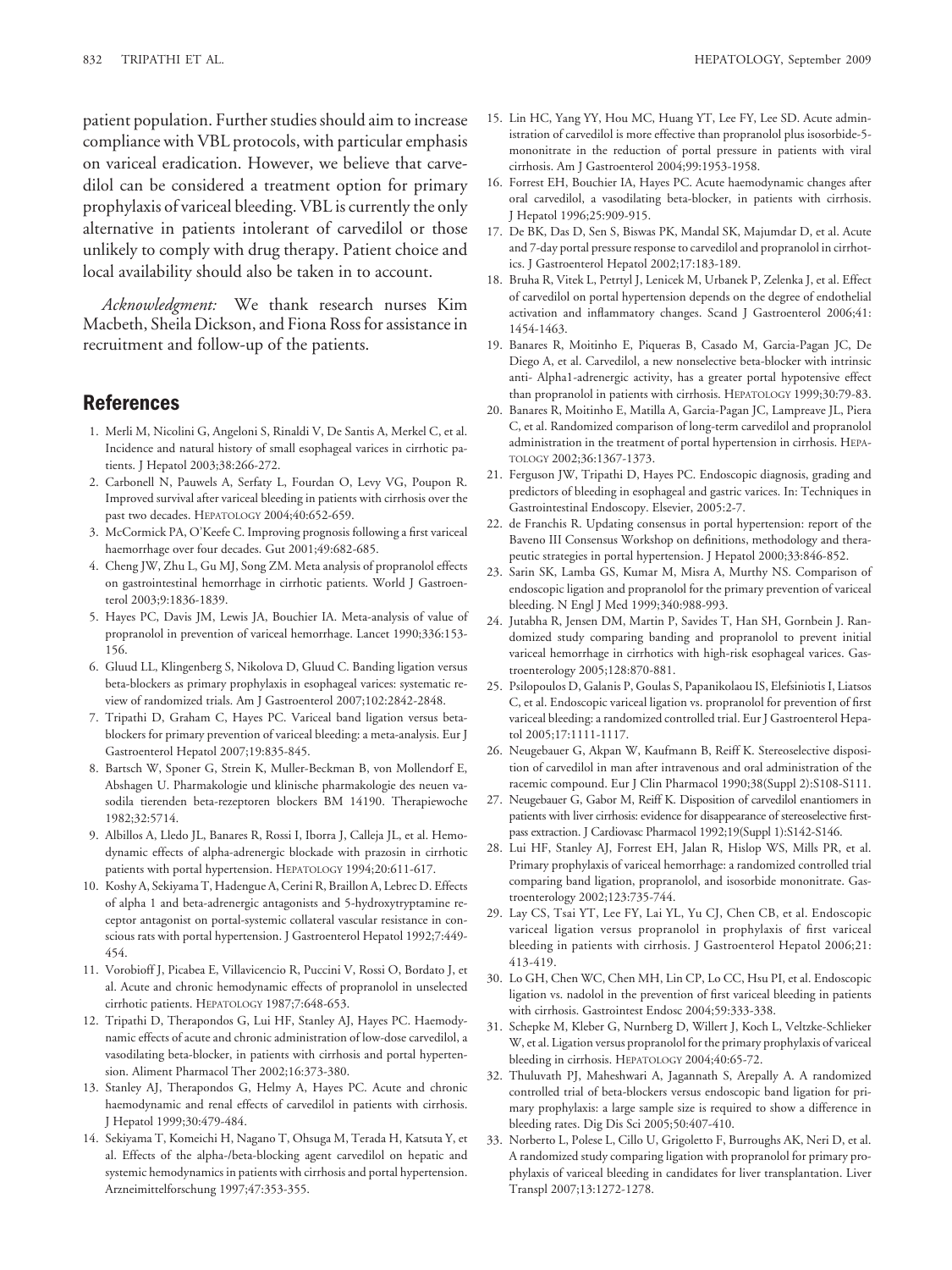patient population. Further studies should aim to increase compliance with VBL protocols, with particular emphasis on variceal eradication. However, we believe that carvedilol can be considered a treatment option for primary prophylaxis of variceal bleeding. VBL is currently the only alternative in patients intolerant of carvedilol or those unlikely to comply with drug therapy. Patient choice and local availability should also be taken in to account.

*Acknowledgment:* We thank research nurses Kim Macbeth, Sheila Dickson, and Fiona Ross for assistance in recruitment and follow-up of the patients.

## References

1. Merli M, Nicolini G, Angeloni S, Rinaldi V, De Santis A, Merkel C, et al. Incidence and natural history of small esophageal varices in cirrhotic patients. J Hepatol 2003;38:266-272.
2. Carbonell N, Pauwels A, Serfaty L, Fourdan O, Levy VG, Poupon R. Improved survival after variceal bleeding in patients with cirrhosis over the past two decades. HEPATOLOGY 2004;40:652-659.
3. McCormick PA, O'Keefe C. Improving prognosis following a first variceal haemorrhage over four decades. Gut 2001;49:682-685.
4. Cheng JW, Zhu L, Gu MJ, Song ZM. Meta analysis of propranolol effects on gastrointestinal hemorrhage in cirrhotic patients. World J Gastroenterol 2003;9:1836-1839.
5. Hayes PC, Davis JM, Lewis JA, Bouchier IA. Meta-analysis of value of propranolol in prevention of variceal hemorrhage. Lancet 1990;336:153-156.
6. Gluud LL, Klingenberg S, Nikolova D, Gluud C. Banding ligation versus beta-blockers as primary prophylaxis in esophageal varices: systematic review of randomized trials. Am J Gastroenterol 2007;102:2842-2848.
7. Tripathi D, Graham C, Hayes PC. Variceal band ligation versus beta-blockers for primary prevention of variceal bleeding: a meta-analysis. Eur J Gastroenterol Hepatol 2007;19:835-845.
8. Bartsch W, Sponer G, Strein K, Muller-Beckman B, von Mollendorf E, Abshagen U. Pharmakologie und klinische pharmakologie des neuen vasodila tierenden beta-rezeptoren blockers BM 14190. Therapiewoche 1982;32:5714.
9. Albillos A, Lledo JL, Banares R, Rossi I, Iborra J, Calleja JL, et al. Hemodynamic effects of alpha-adrenergic blockade with prazosin in cirrhotic patients with portal hypertension. HEPATOLOGY 1994;20:611-617.
10. Koshy A, Sekiyama T, Hadengue A, Cerini R, Braillon A, Lebrec D. Effects of alpha 1 and beta-adrenergic antagonists and 5-hydroxytryptamine receptor antagonist on portal-systemic collateral vascular resistance in conscious rats with portal hypertension. J Gastroenterol Hepatol 1992;7:449-454.
11. Vorobioff J, Picabea E, Villavicencio R, Puccini V, Rossi O, Bordato J, et al. Acute and chronic hemodynamic effects of propranolol in unselected cirrhotic patients. HEPATOLOGY 1987;7:648-653.
12. Tripathi D, Therapondos G, Lui HF, Stanley AJ, Hayes PC. Haemodynamic effects of acute and chronic administration of low-dose carvedilol, a vasodilating beta-blocker, in patients with cirrhosis and portal hypertension. Aliment Pharmacol Ther 2002;16:373-380.
13. Stanley AJ, Therapondos G, Helmy A, Hayes PC. Acute and chronic haemodynamic and renal effects of carvedilol in patients with cirrhosis. J Hepatol 1999;30:479-484.
14. Sekiyama T, Komeichi H, Nagano T, Ohsuga M, Terada H, Katsuta Y, et al. Effects of the alpha-/beta-blocking agent carvedilol on hepatic and systemic hemodynamics in patients with cirrhosis and portal hypertension. Arzneimittelforschung 1997;47:353-355.
15. Lin HC, Yang YY, Hou MC, Huang YT, Lee FY, Lee SD. Acute administration of carvedilol is more effective than propranolol plus isosorbide-5-mononitrate in the reduction of portal pressure in patients with viral cirrhosis. Am J Gastroenterol 2004;99:1953-1958.
16. Forrest EH, Bouchier IA, Hayes PC. Acute haemodynamic changes after oral carvedilol, a vasodilating beta-blocker, in patients with cirrhosis. J Hepatol 1996;25:909-915.
17. De BK, Das D, Sen S, Biswas PK, Mandal SK, Majumdar D, et al. Acute and 7-day portal pressure response to carvedilol and propranolol in cirrhotics. J Gastroenterol Hepatol 2002;17:183-189.
18. Bruha R, Vitek L, Petrtyl J, Lenicek M, Urbanek P, Zelenka J, et al. Effect of carvedilol on portal hypertension depends on the degree of endothelial activation and inflammatory changes. Scand J Gastroenterol 2006;41:1454-1463.
19. Banares R, Moitinho E, Piqueras B, Casado M, Garcia-Pagan JC, De Diego A, et al. Carvedilol, a new nonselective beta-blocker with intrinsic anti- Alpha1-adrenergic activity, has a greater portal hypotensive effect than propranolol in patients with cirrhosis. HEPATOLOGY 1999;30:79-83.
20. Banares R, Moitinho E, Matilla A, Garcia-Pagan JC, Lampreave JL, Piera C, et al. Randomized comparison of long-term carvedilol and propranolol administration in the treatment of portal hypertension in cirrhosis. HEPATOLOGY 2002;36:1367-1373.
21. Ferguson JW, Tripathi D, Hayes PC. Endoscopic diagnosis, grading and predictors of bleeding in esophageal and gastric varices. In: Techniques in Gastrointestinal Endoscopy. Elsevier, 2005:2-7.
22. de Franchis R. Updating consensus in portal hypertension: report of the Baveno III Consensus Workshop on definitions, methodology and therapeutic strategies in portal hypertension. J Hepatol 2000;33:846-852.
23. Sarin SK, Lamba GS, Kumar M, Misra A, Murthy NS. Comparison of endoscopic ligation and propranolol for the primary prevention of variceal bleeding. N Engl J Med 1999;340:988-993.
24. Jutabha R, Jensen DM, Martin P, Savides T, Han SH, Gornbein J. Randomized study comparing banding and propranolol to prevent initial variceal hemorrhage in cirrhotics with high-risk esophageal varices. Gastroenterology 2005;128:870-881.
25. Psilopoulos D, Galanis P, Goulas S, Papanikolaou IS, Elefsiniotis I, Liatsos C, et al. Endoscopic variceal ligation vs. propranolol for prevention of first variceal bleeding: a randomized controlled trial. Eur J Gastroenterol Hepatol 2005;17:1111-1117.
26. Neugebauer G, Akpan W, Kaufmann B, Reiff K. Stereoselective disposition of carvedilol in man after intravenous and oral administration of the racemic compound. Eur J Clin Pharmacol 1990;38(Suppl 2):S108-S111.
27. Neugebauer G, Gabor M, Reiff K. Disposition of carvedilol enantiomers in patients with liver cirrhosis: evidence for disappearance of stereoselective first-pass extraction. J Cardiovasc Pharmacol 1992;19(Suppl 1):S142-S146.
28. Lui HF, Stanley AJ, Forrest EH, Jalan R, Hislop WS, Mills PR, et al. Primary prophylaxis of variceal hemorrhage: a randomized controlled trial comparing band ligation, propranolol, and isosorbide mononitrate. Gastroenterology 2002;123:735-744.
29. Lay CS, Tsai YT, Lee FY, Lai YL, Yu CJ, Chen CB, et al. Endoscopic variceal ligation versus propranolol in prophylaxis of first variceal bleeding in patients with cirrhosis. J Gastroenterol Hepatol 2006;21:413-419.
30. Lo GH, Chen WC, Chen MH, Lin CP, Lo CC, Hsu PI, et al. Endoscopic ligation vs. nadolol in the prevention of first variceal bleeding in patients with cirrhosis. Gastrointest Endosc 2004;59:333-338.
31. Schepke M, Kleber G, Nurnberg D, Willert J, Koch L, Veltzke-Schlieker W, et al. Ligation versus propranolol for the primary prophylaxis of variceal bleeding in cirrhosis. HEPATOLOGY 2004;40:65-72.
32. Thuluvath PJ, Maheshwari A, Jagannath S, Arepally A. A randomized controlled trial of beta-blockers versus endoscopic band ligation for primary prophylaxis: a large sample size is required to show a difference in bleeding rates. Dig Dis Sci 2005;50:407-410.
33. Norberto L, Polese L, Cillo U, Grigoletto F, Burroughs AK, Neri D, et al. A randomized study comparing ligation with propranolol for primary prophylaxis of variceal bleeding in candidates for liver transplantation. Liver Transpl 2007;13:1272-1278.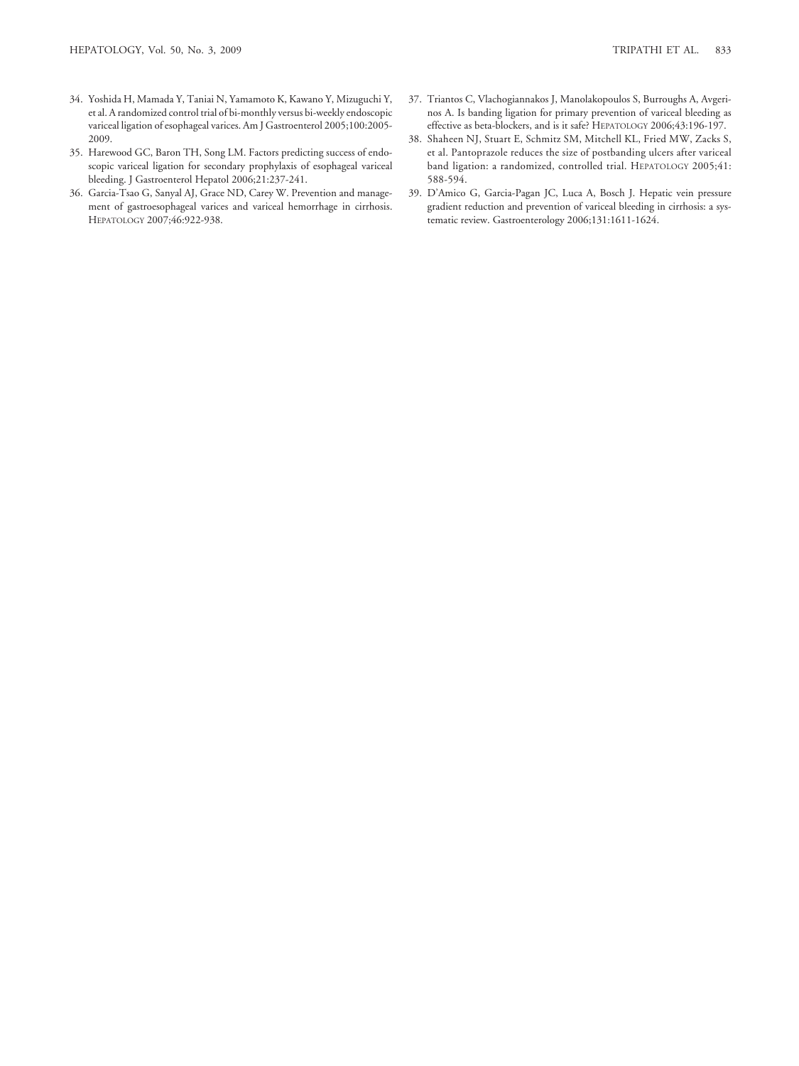34. Yoshida H, Mamada Y, Taniai N, Yamamoto K, Kawano Y, Mizuguchi Y, et al. A randomized control trial of bi-monthly versus bi-weekly endoscopic variceal ligation of esophageal varices. Am J Gastroenterol 2005;100:2005-2009.
35. Harewood GC, Baron TH, Song LM. Factors predicting success of endoscopic variceal ligation for secondary prophylaxis of esophageal variceal bleeding. J Gastroenterol Hepatol 2006;21:237-241.
36. Garcia-Tsao G, Sanyal AJ, Grace ND, Carey W. Prevention and management of gastroesophageal varices and variceal hemorrhage in cirrhosis. HEPATOLOGY 2007;46:922-938.
37. Triantos C, Vlachogiannakos J, Manolakopoulos S, Burroughs A, Avgerinos A. Is banding ligation for primary prevention of variceal bleeding as effective as beta-blockers, and is it safe? HEPATOLOGY 2006;43:196-197.
38. Shaheen NJ, Stuart E, Schmitz SM, Mitchell KL, Fried MW, Zacks S, et al. Pantoprazole reduces the size of postbanding ulcers after variceal band ligation: a randomized, controlled trial. HEPATOLOGY 2005;41:588-594.
39. D'Amico G, Garcia-Pagan JC, Luca A, Bosch J. Hepatic vein pressure gradient reduction and prevention of variceal bleeding in cirrhosis: a systematic review. Gastroenterology 2006;131:1611-1624.